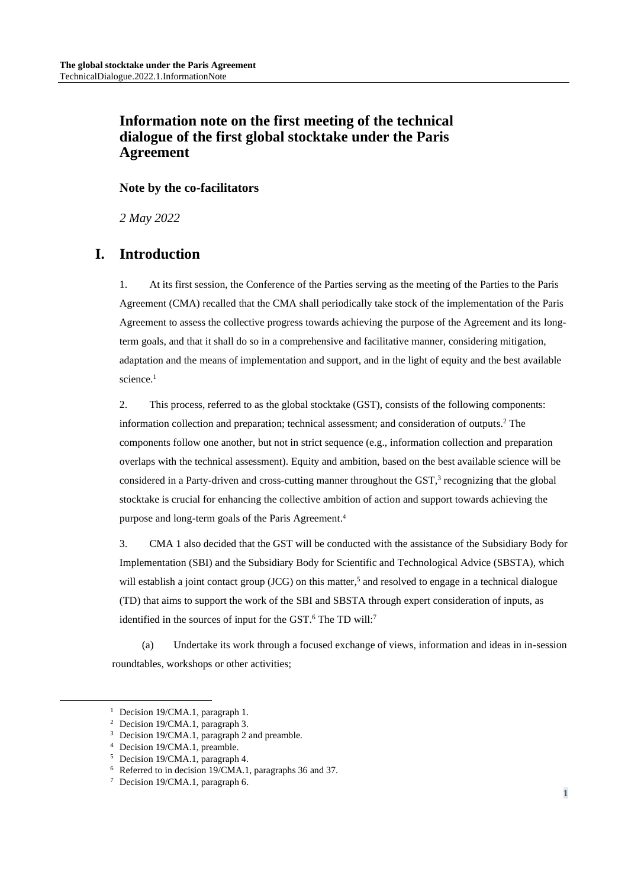# Information note on the first meeting of the technical dialogue of the first global stocktake under the Paris Agreement

**Note by the co-facilitators**

*2 May 2022*

## I. Introduction

1. At its first session, the Conference of the Parties serving as the meeting of the Parties to the Paris Agreement (CMA) recalled that the CMA shall periodically take stock of the implementation of the Paris Agreement to assess the collective progress towards achieving the purpose of the Agreement and its long-term goals, and that it shall do so in a comprehensive and facilitative manner, considering mitigation, adaptation and the means of implementation and support, and in the light of equity and the best available science.[1]

2. This process, referred to as the global stocktake (GST), consists of the following components: information collection and preparation; technical assessment; and consideration of outputs.[2] The components follow one another, but not in strict sequence (e.g., information collection and preparation overlaps with the technical assessment). Equity and ambition, based on the best available science will be considered in a Party-driven and cross-cutting manner throughout the GST,[3] recognizing that the global stocktake is crucial for enhancing the collective ambition of action and support towards achieving the purpose and long-term goals of the Paris Agreement.[4]

3. CMA 1 also decided that the GST will be conducted with the assistance of the Subsidiary Body for Implementation (SBI) and the Subsidiary Body for Scientific and Technological Advice (SBSTA), which will establish a joint contact group (JCG) on this matter,[5] and resolved to engage in a technical dialogue (TD) that aims to support the work of the SBI and SBSTA through expert consideration of inputs, as identified in the sources of input for the GST.[6] The TD will:[7]

(a) Undertake its work through a focused exchange of views, information and ideas in in-session roundtables, workshops or other activities;

---

[1] Decision 19/CMA.1, paragraph 1.

[2] Decision 19/CMA.1, paragraph 3.

[3] Decision 19/CMA.1, paragraph 2 and preamble.

[4] Decision 19/CMA.1, preamble.

[5] Decision 19/CMA.1, paragraph 4.

[6] Referred to in decision 19/CMA.1, paragraphs 36 and 37.

[7] Decision 19/CMA.1, paragraph 6.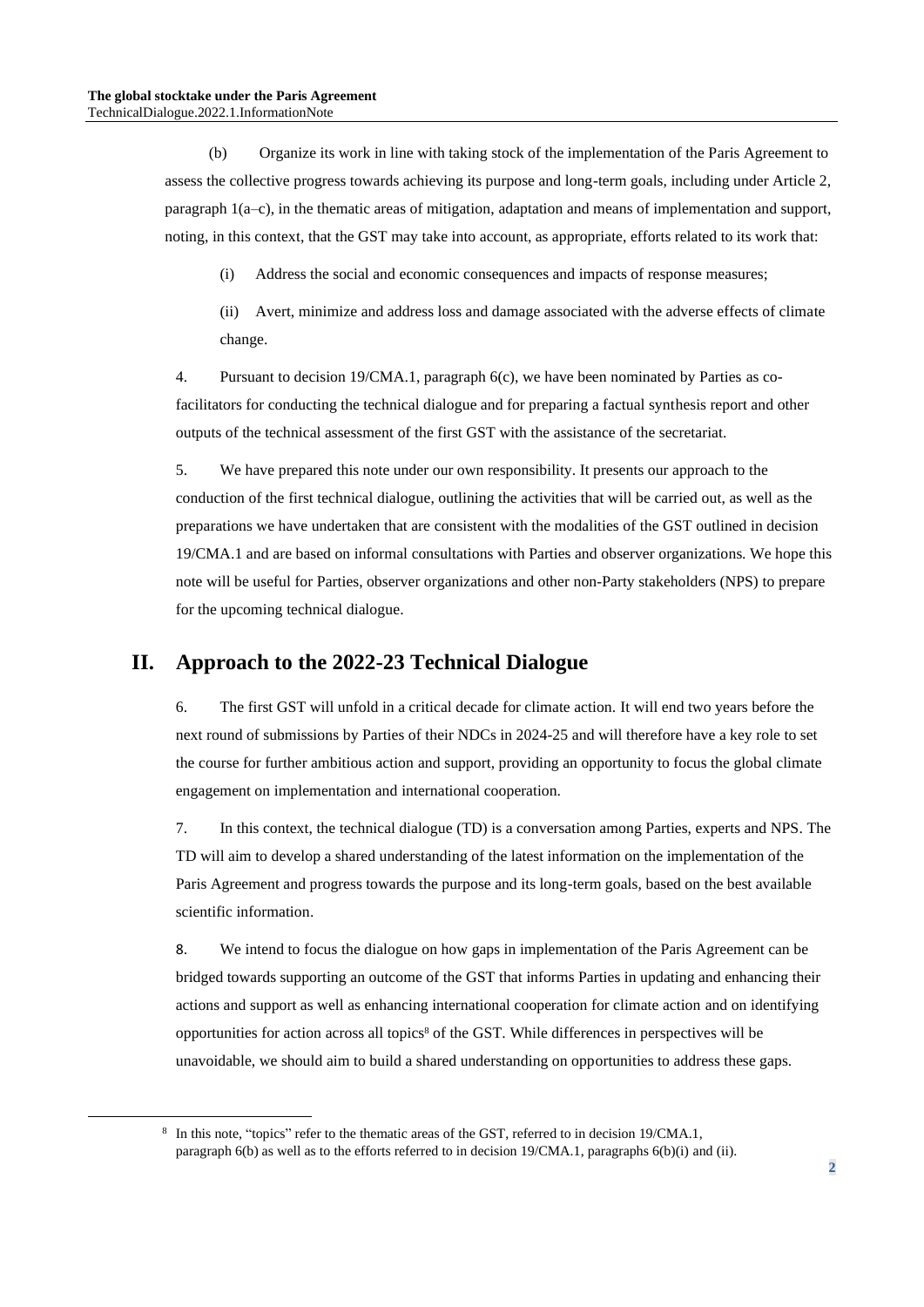(b) Organize its work in line with taking stock of the implementation of the Paris Agreement to assess the collective progress towards achieving its purpose and long-term goals, including under Article 2, paragraph 1(a–c), in the thematic areas of mitigation, adaptation and means of implementation and support, noting, in this context, that the GST may take into account, as appropriate, efforts related to its work that:

(i) Address the social and economic consequences and impacts of response measures;

(ii) Avert, minimize and address loss and damage associated with the adverse effects of climate change.

4. Pursuant to decision 19/CMA.1, paragraph 6(c), we have been nominated by Parties as co-facilitators for conducting the technical dialogue and for preparing a factual synthesis report and other outputs of the technical assessment of the first GST with the assistance of the secretariat.

5. We have prepared this note under our own responsibility. It presents our approach to the conduction of the first technical dialogue, outlining the activities that will be carried out, as well as the preparations we have undertaken that are consistent with the modalities of the GST outlined in decision 19/CMA.1 and are based on informal consultations with Parties and observer organizations. We hope this note will be useful for Parties, observer organizations and other non-Party stakeholders (NPS) to prepare for the upcoming technical dialogue.

## II. Approach to the 2022-23 Technical Dialogue

6. The first GST will unfold in a critical decade for climate action. It will end two years before the next round of submissions by Parties of their NDCs in 2024-25 and will therefore have a key role to set the course for further ambitious action and support, providing an opportunity to focus the global climate engagement on implementation and international cooperation.

7. In this context, the technical dialogue (TD) is a conversation among Parties, experts and NPS. The TD will aim to develop a shared understanding of the latest information on the implementation of the Paris Agreement and progress towards the purpose and its long-term goals, based on the best available scientific information.

8. We intend to focus the dialogue on how gaps in implementation of the Paris Agreement can be bridged towards supporting an outcome of the GST that informs Parties in updating and enhancing their actions and support as well as enhancing international cooperation for climate action and on identifying opportunities for action across all topics[8] of the GST. While differences in perspectives will be unavoidable, we should aim to build a shared understanding on opportunities to address these gaps.

[8] In this note, "topics" refer to the thematic areas of the GST, referred to in decision 19/CMA.1, paragraph 6(b) as well as to the efforts referred to in decision 19/CMA.1, paragraphs 6(b)(i) and (ii).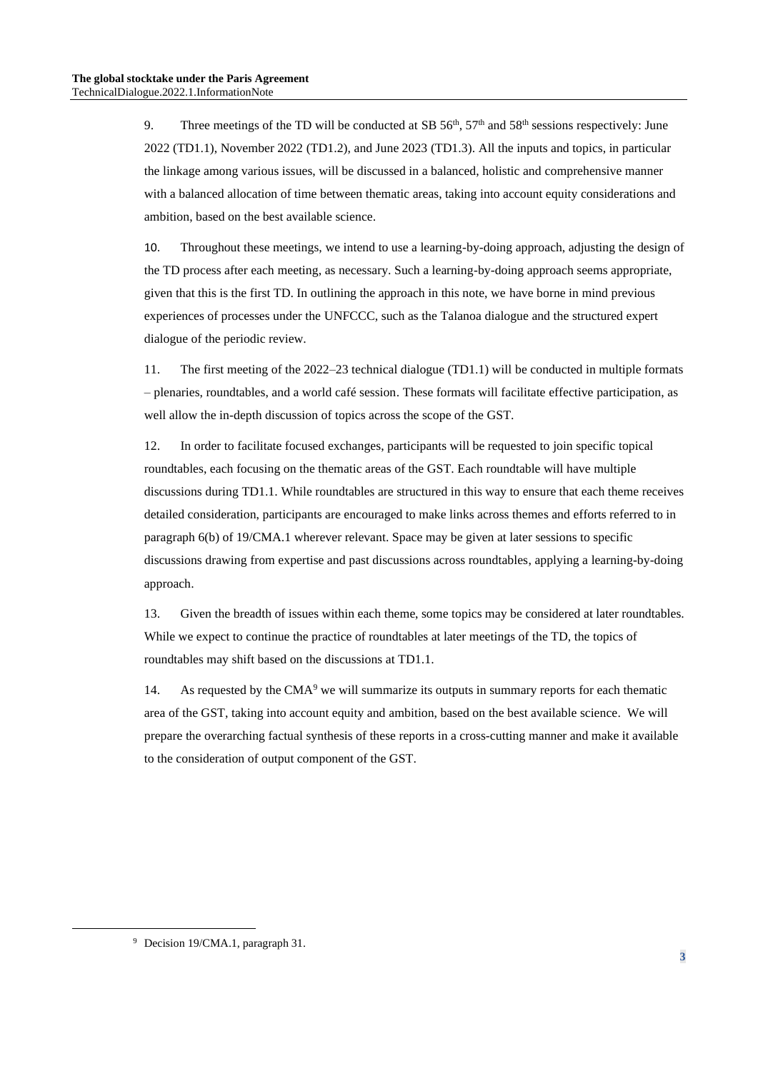9. Three meetings of the TD will be conducted at SB 56th, 57th and 58th sessions respectively: June 2022 (TD1.1), November 2022 (TD1.2), and June 2023 (TD1.3). All the inputs and topics, in particular the linkage among various issues, will be discussed in a balanced, holistic and comprehensive manner with a balanced allocation of time between thematic areas, taking into account equity considerations and ambition, based on the best available science.

10. Throughout these meetings, we intend to use a learning-by-doing approach, adjusting the design of the TD process after each meeting, as necessary. Such a learning-by-doing approach seems appropriate, given that this is the first TD. In outlining the approach in this note, we have borne in mind previous experiences of processes under the UNFCCC, such as the Talanoa dialogue and the structured expert dialogue of the periodic review.

11. The first meeting of the 2022–23 technical dialogue (TD1.1) will be conducted in multiple formats – plenaries, roundtables, and a world café session. These formats will facilitate effective participation, as well allow the in-depth discussion of topics across the scope of the GST.

12. In order to facilitate focused exchanges, participants will be requested to join specific topical roundtables, each focusing on the thematic areas of the GST. Each roundtable will have multiple discussions during TD1.1. While roundtables are structured in this way to ensure that each theme receives detailed consideration, participants are encouraged to make links across themes and efforts referred to in paragraph 6(b) of 19/CMA.1 wherever relevant. Space may be given at later sessions to specific discussions drawing from expertise and past discussions across roundtables, applying a learning-by-doing approach.

13. Given the breadth of issues within each theme, some topics may be considered at later roundtables. While we expect to continue the practice of roundtables at later meetings of the TD, the topics of roundtables may shift based on the discussions at TD1.1.

14. As requested by the CMA[9] we will summarize its outputs in summary reports for each thematic area of the GST, taking into account equity and ambition, based on the best available science. We will prepare the overarching factual synthesis of these reports in a cross-cutting manner and make it available to the consideration of output component of the GST.

[9] Decision 19/CMA.1, paragraph 31.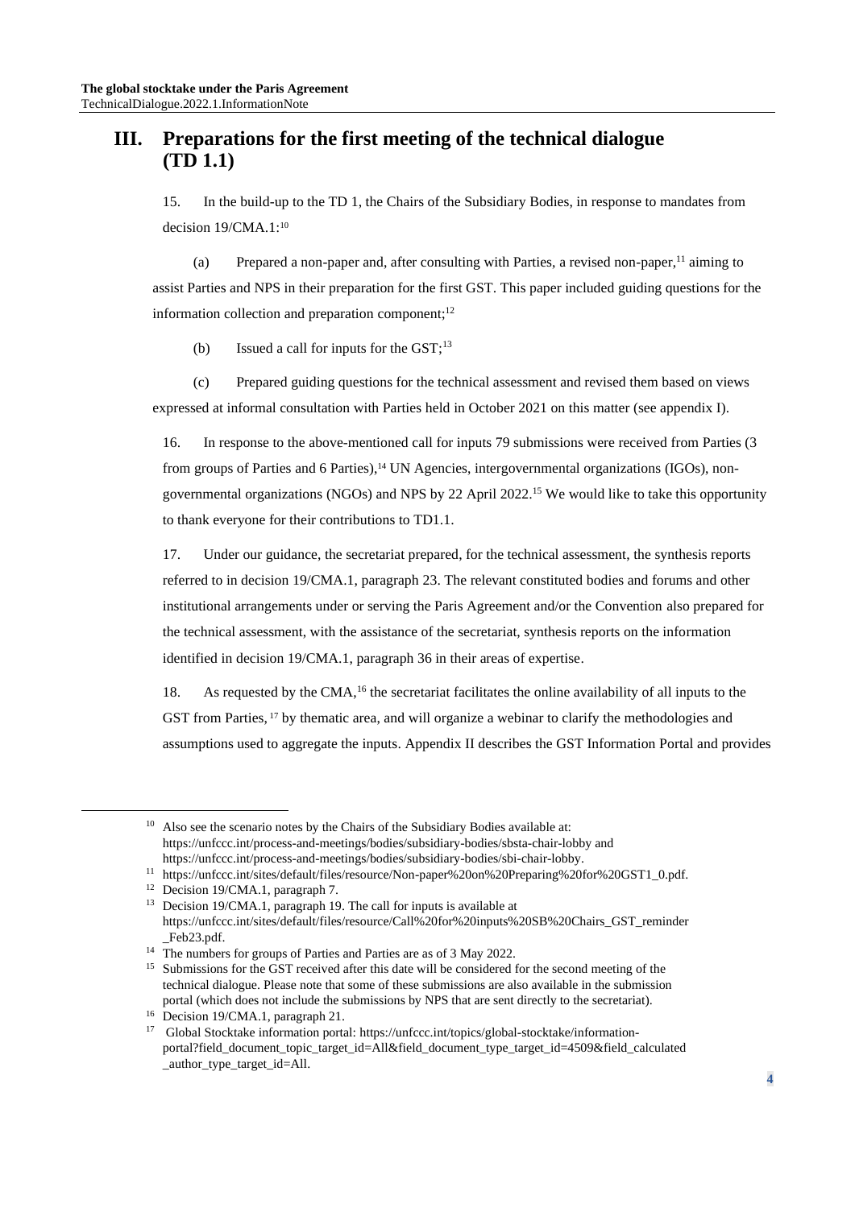## III. Preparations for the first meeting of the technical dialogue (TD 1.1)

15. In the build-up to the TD 1, the Chairs of the Subsidiary Bodies, in response to mandates from decision 19/CMA.1:[10]

(a) Prepared a non-paper and, after consulting with Parties, a revised non-paper,[11] aiming to assist Parties and NPS in their preparation for the first GST. This paper included guiding questions for the information collection and preparation component;[12]

(b) Issued a call for inputs for the GST;[13]

(c) Prepared guiding questions for the technical assessment and revised them based on views expressed at informal consultation with Parties held in October 2021 on this matter (see appendix I).

16. In response to the above-mentioned call for inputs 79 submissions were received from Parties (3 from groups of Parties and 6 Parties),[14] UN Agencies, intergovernmental organizations (IGOs), non-governmental organizations (NGOs) and NPS by 22 April 2022.[15] We would like to take this opportunity to thank everyone for their contributions to TD1.1.

17. Under our guidance, the secretariat prepared, for the technical assessment, the synthesis reports referred to in decision 19/CMA.1, paragraph 23. The relevant constituted bodies and forums and other institutional arrangements under or serving the Paris Agreement and/or the Convention also prepared for the technical assessment, with the assistance of the secretariat, synthesis reports on the information identified in decision 19/CMA.1, paragraph 36 in their areas of expertise.

18. As requested by the CMA,[16] the secretariat facilitates the online availability of all inputs to the GST from Parties,[17] by thematic area, and will organize a webinar to clarify the methodologies and assumptions used to aggregate the inputs. Appendix II describes the GST Information Portal and provides

---

[10] Also see the scenario notes by the Chairs of the Subsidiary Bodies available at: https://unfccc.int/process-and-meetings/bodies/subsidiary-bodies/sbsta-chair-lobby and https://unfccc.int/process-and-meetings/bodies/subsidiary-bodies/sbi-chair-lobby.

[11] https://unfccc.int/sites/default/files/resource/Non-paper%20on%20Preparing%20for%20GST1_0.pdf.

[12] Decision 19/CMA.1, paragraph 7.

[13] Decision 19/CMA.1, paragraph 19. The call for inputs is available at https://unfccc.int/sites/default/files/resource/Call%20for%20inputs%20SB%20Chairs_GST_reminder_Feb23.pdf.

[14] The numbers for groups of Parties and Parties are as of 3 May 2022.

[15] Submissions for the GST received after this date will be considered for the second meeting of the technical dialogue. Please note that some of these submissions are also available in the submission portal (which does not include the submissions by NPS that are sent directly to the secretariat).

[16] Decision 19/CMA.1, paragraph 21.

[17] Global Stocktake information portal: https://unfccc.int/topics/global-stocktake/information-portal?field_document_topic_target_id=All&field_document_type_target_id=4509&field_calculated_author_type_target_id=All.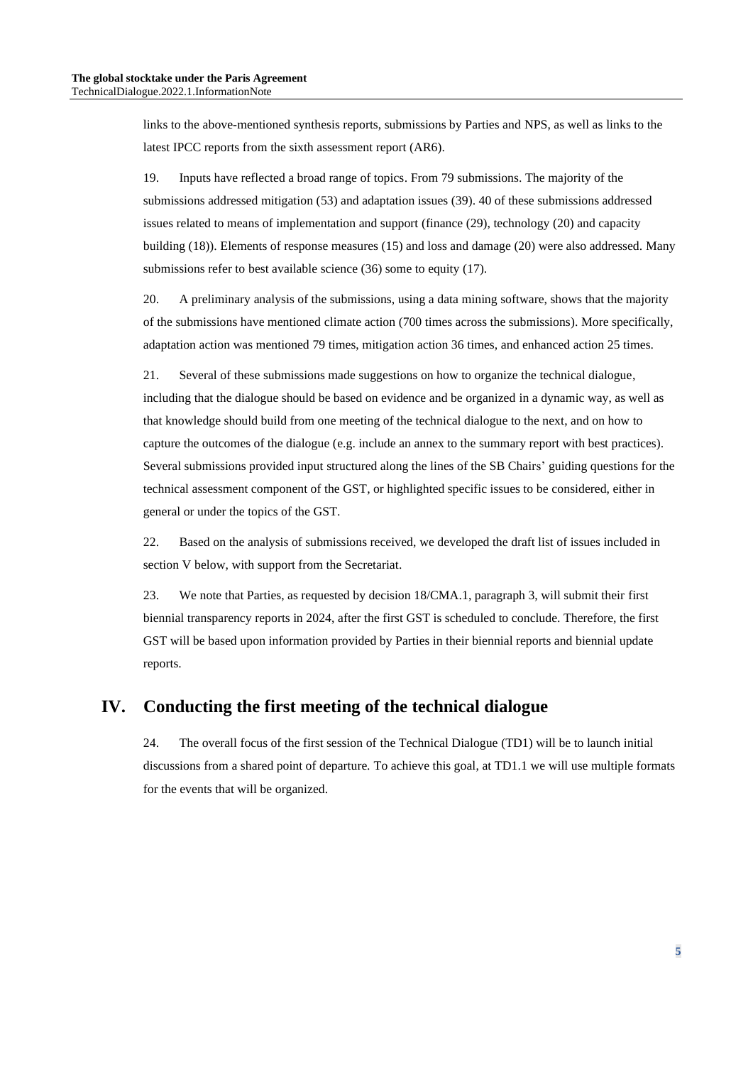links to the above-mentioned synthesis reports, submissions by Parties and NPS, as well as links to the latest IPCC reports from the sixth assessment report (AR6).

19. Inputs have reflected a broad range of topics. From 79 submissions. The majority of the submissions addressed mitigation (53) and adaptation issues (39). 40 of these submissions addressed issues related to means of implementation and support (finance (29), technology (20) and capacity building (18)). Elements of response measures (15) and loss and damage (20) were also addressed. Many submissions refer to best available science (36) some to equity (17).

20. A preliminary analysis of the submissions, using a data mining software, shows that the majority of the submissions have mentioned climate action (700 times across the submissions). More specifically, adaptation action was mentioned 79 times, mitigation action 36 times, and enhanced action 25 times.

21. Several of these submissions made suggestions on how to organize the technical dialogue, including that the dialogue should be based on evidence and be organized in a dynamic way, as well as that knowledge should build from one meeting of the technical dialogue to the next, and on how to capture the outcomes of the dialogue (e.g. include an annex to the summary report with best practices). Several submissions provided input structured along the lines of the SB Chairs' guiding questions for the technical assessment component of the GST, or highlighted specific issues to be considered, either in general or under the topics of the GST.

22. Based on the analysis of submissions received, we developed the draft list of issues included in section V below, with support from the Secretariat.

23. We note that Parties, as requested by decision 18/CMA.1, paragraph 3, will submit their first biennial transparency reports in 2024, after the first GST is scheduled to conclude. Therefore, the first GST will be based upon information provided by Parties in their biennial reports and biennial update reports.

# IV. Conducting the first meeting of the technical dialogue

24. The overall focus of the first session of the Technical Dialogue (TD1) will be to launch initial discussions from a shared point of departure. To achieve this goal, at TD1.1 we will use multiple formats for the events that will be organized.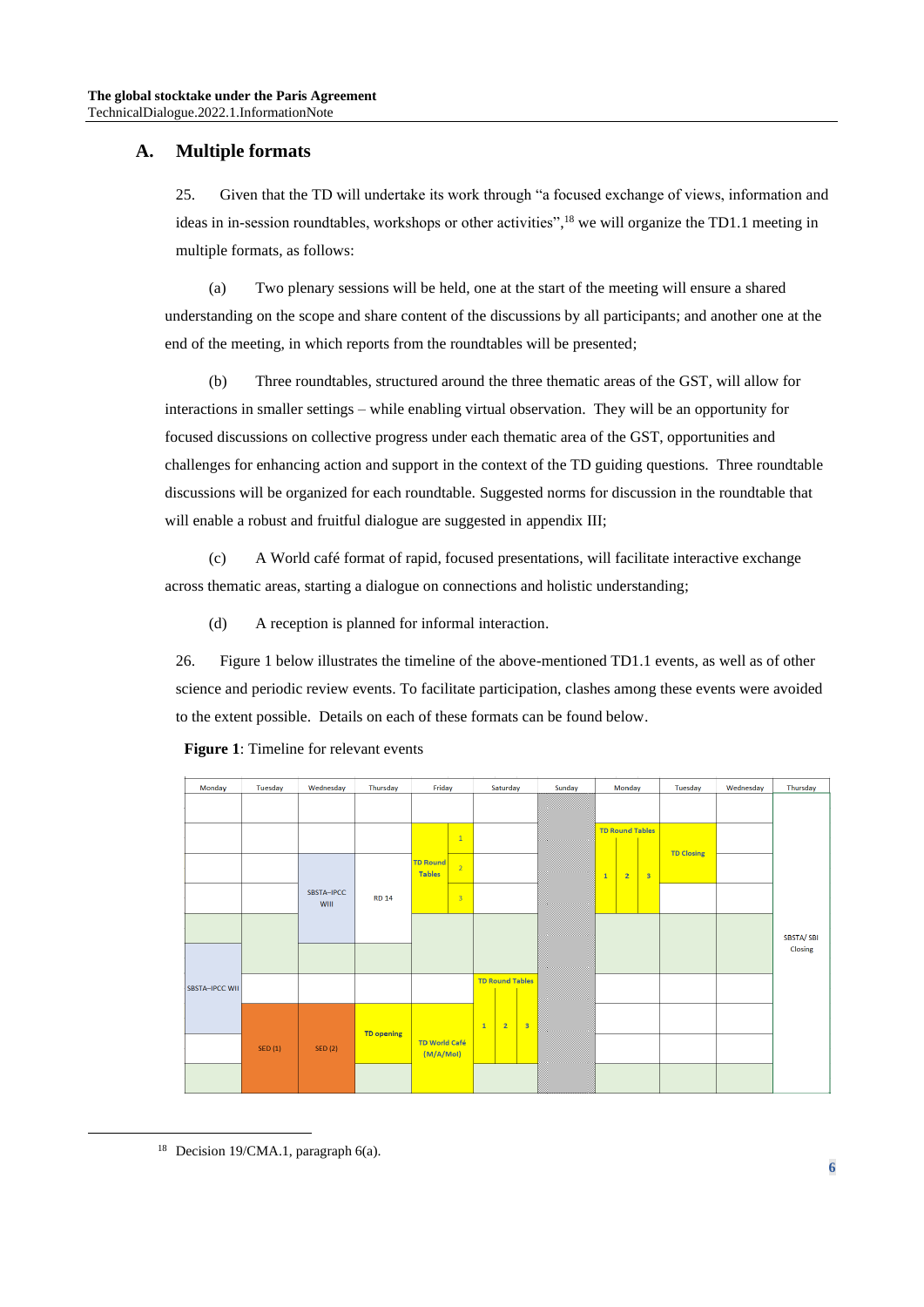## A. Multiple formats

25. Given that the TD will undertake its work through "a focused exchange of views, information and ideas in in-session roundtables, workshops or other activities",[18] we will organize the TD1.1 meeting in multiple formats, as follows:

(a) Two plenary sessions will be held, one at the start of the meeting will ensure a shared understanding on the scope and share content of the discussions by all participants; and another one at the end of the meeting, in which reports from the roundtables will be presented;

(b) Three roundtables, structured around the three thematic areas of the GST, will allow for interactions in smaller settings – while enabling virtual observation. They will be an opportunity for focused discussions on collective progress under each thematic area of the GST, opportunities and challenges for enhancing action and support in the context of the TD guiding questions. Three roundtable discussions will be organized for each roundtable. Suggested norms for discussion in the roundtable that will enable a robust and fruitful dialogue are suggested in appendix III;

(c) A World café format of rapid, focused presentations, will facilitate interactive exchange across thematic areas, starting a dialogue on connections and holistic understanding;

(d) A reception is planned for informal interaction.

26. Figure 1 below illustrates the timeline of the above-mentioned TD1.1 events, as well as of other science and periodic review events. To facilitate participation, clashes among these events were avoided to the extent possible. Details on each of these formats can be found below.

**Figure 1**: Timeline for relevant events

| Monday | Tuesday | Wednesday | Thursday | Friday | Saturday | Sunday | Monday | Tuesday | Wednesday | Thursday |
|---|---|---|---|---|---|---|---|---|---|---|
| | | SBSTA–IPCC WIII | RD 14 | TD Round Tables 1, 2, 3 | | | TD Round Tables 1, 2, 3 | TD Closing | | SBSTA/ SBI Closing |
| SBSTA–IPCC WII | SED (1) | SED (2) | TD opening | TD World Café (M/A/MoI) | TD Round Tables 1, 2, 3 | | | | | |

[18] Decision 19/CMA.1, paragraph 6(a).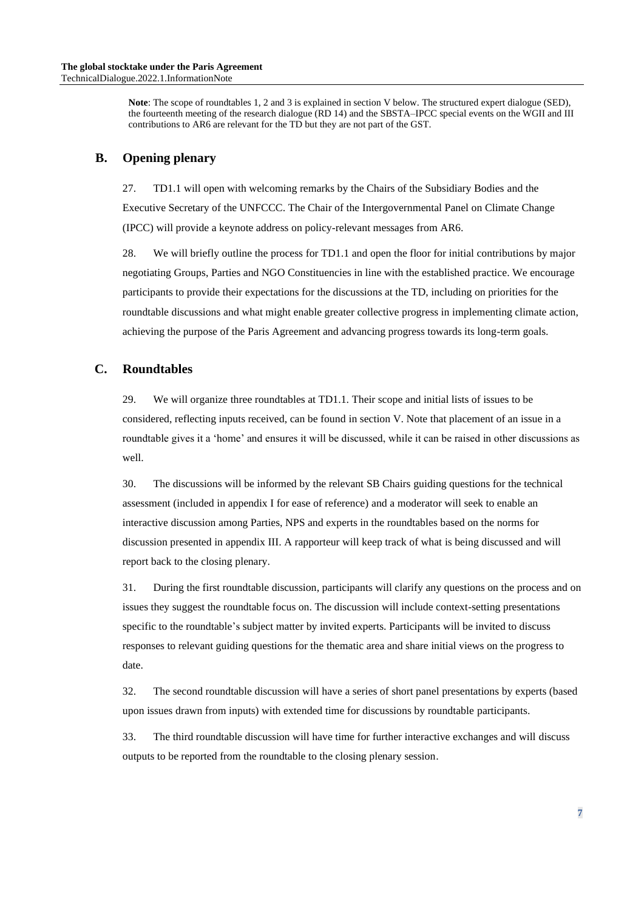**Note**: The scope of roundtables 1, 2 and 3 is explained in section V below. The structured expert dialogue (SED), the fourteenth meeting of the research dialogue (RD 14) and the SBSTA–IPCC special events on the WGII and III contributions to AR6 are relevant for the TD but they are not part of the GST.

## B. Opening plenary

27. TD1.1 will open with welcoming remarks by the Chairs of the Subsidiary Bodies and the Executive Secretary of the UNFCCC. The Chair of the Intergovernmental Panel on Climate Change (IPCC) will provide a keynote address on policy-relevant messages from AR6.

28. We will briefly outline the process for TD1.1 and open the floor for initial contributions by major negotiating Groups, Parties and NGO Constituencies in line with the established practice. We encourage participants to provide their expectations for the discussions at the TD, including on priorities for the roundtable discussions and what might enable greater collective progress in implementing climate action, achieving the purpose of the Paris Agreement and advancing progress towards its long-term goals.

## C. Roundtables

29. We will organize three roundtables at TD1.1. Their scope and initial lists of issues to be considered, reflecting inputs received, can be found in section V. Note that placement of an issue in a roundtable gives it a 'home' and ensures it will be discussed, while it can be raised in other discussions as well.

30. The discussions will be informed by the relevant SB Chairs guiding questions for the technical assessment (included in appendix I for ease of reference) and a moderator will seek to enable an interactive discussion among Parties, NPS and experts in the roundtables based on the norms for discussion presented in appendix III. A rapporteur will keep track of what is being discussed and will report back to the closing plenary.

31. During the first roundtable discussion, participants will clarify any questions on the process and on issues they suggest the roundtable focus on. The discussion will include context-setting presentations specific to the roundtable's subject matter by invited experts. Participants will be invited to discuss responses to relevant guiding questions for the thematic area and share initial views on the progress to date.

32. The second roundtable discussion will have a series of short panel presentations by experts (based upon issues drawn from inputs) with extended time for discussions by roundtable participants.

33. The third roundtable discussion will have time for further interactive exchanges and will discuss outputs to be reported from the roundtable to the closing plenary session.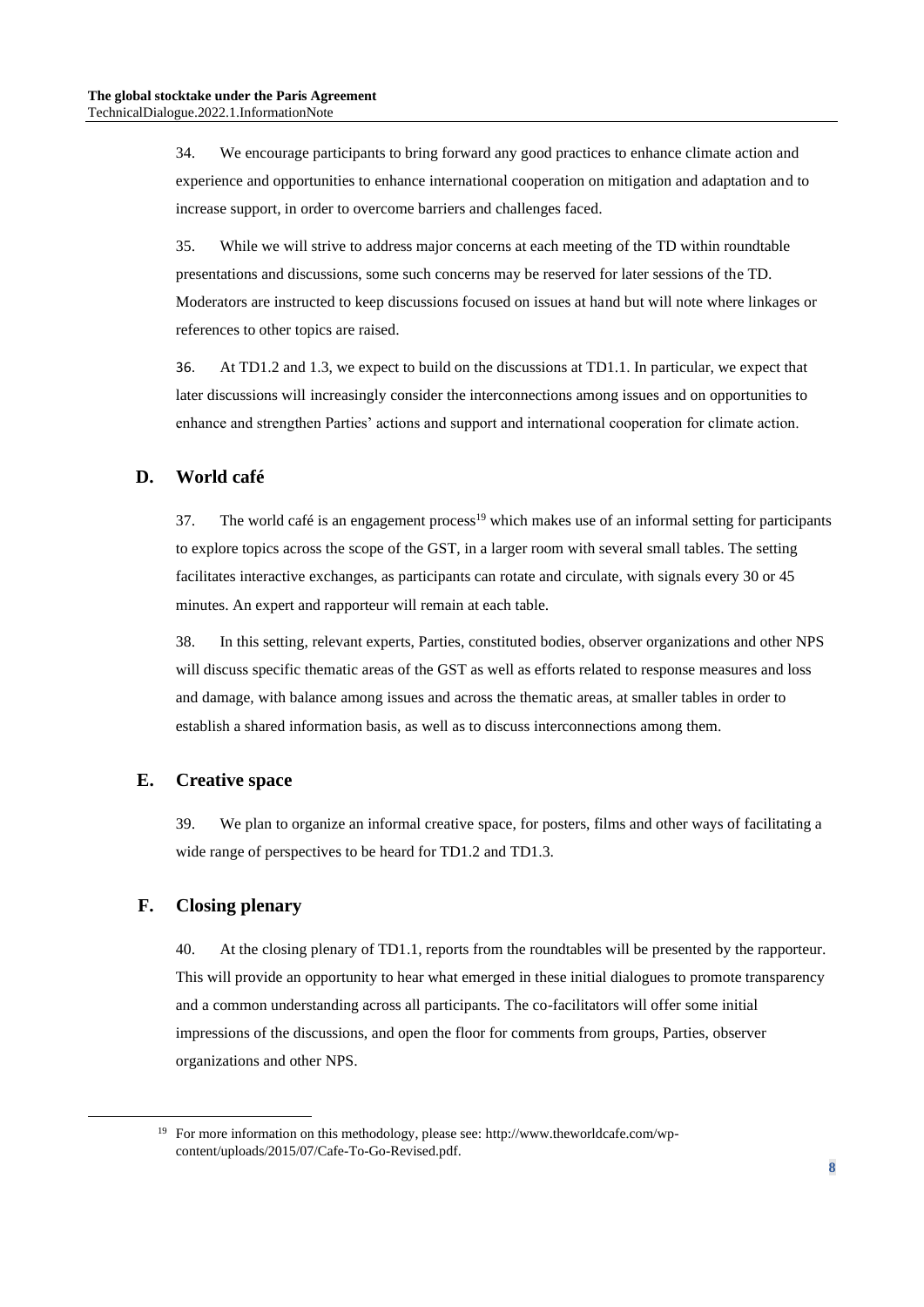34. We encourage participants to bring forward any good practices to enhance climate action and experience and opportunities to enhance international cooperation on mitigation and adaptation and to increase support, in order to overcome barriers and challenges faced.

35. While we will strive to address major concerns at each meeting of the TD within roundtable presentations and discussions, some such concerns may be reserved for later sessions of the TD. Moderators are instructed to keep discussions focused on issues at hand but will note where linkages or references to other topics are raised.

36. At TD1.2 and 1.3, we expect to build on the discussions at TD1.1. In particular, we expect that later discussions will increasingly consider the interconnections among issues and on opportunities to enhance and strengthen Parties' actions and support and international cooperation for climate action.

## D. World café

37. The world café is an engagement process[19] which makes use of an informal setting for participants to explore topics across the scope of the GST, in a larger room with several small tables. The setting facilitates interactive exchanges, as participants can rotate and circulate, with signals every 30 or 45 minutes. An expert and rapporteur will remain at each table.

38. In this setting, relevant experts, Parties, constituted bodies, observer organizations and other NPS will discuss specific thematic areas of the GST as well as efforts related to response measures and loss and damage, with balance among issues and across the thematic areas, at smaller tables in order to establish a shared information basis, as well as to discuss interconnections among them.

## E. Creative space

39. We plan to organize an informal creative space, for posters, films and other ways of facilitating a wide range of perspectives to be heard for TD1.2 and TD1.3.

## F. Closing plenary

40. At the closing plenary of TD1.1, reports from the roundtables will be presented by the rapporteur. This will provide an opportunity to hear what emerged in these initial dialogues to promote transparency and a common understanding across all participants. The co-facilitators will offer some initial impressions of the discussions, and open the floor for comments from groups, Parties, observer organizations and other NPS.

---

[19] For more information on this methodology, please see: http://www.theworldcafe.com/wp-content/uploads/2015/07/Cafe-To-Go-Revised.pdf.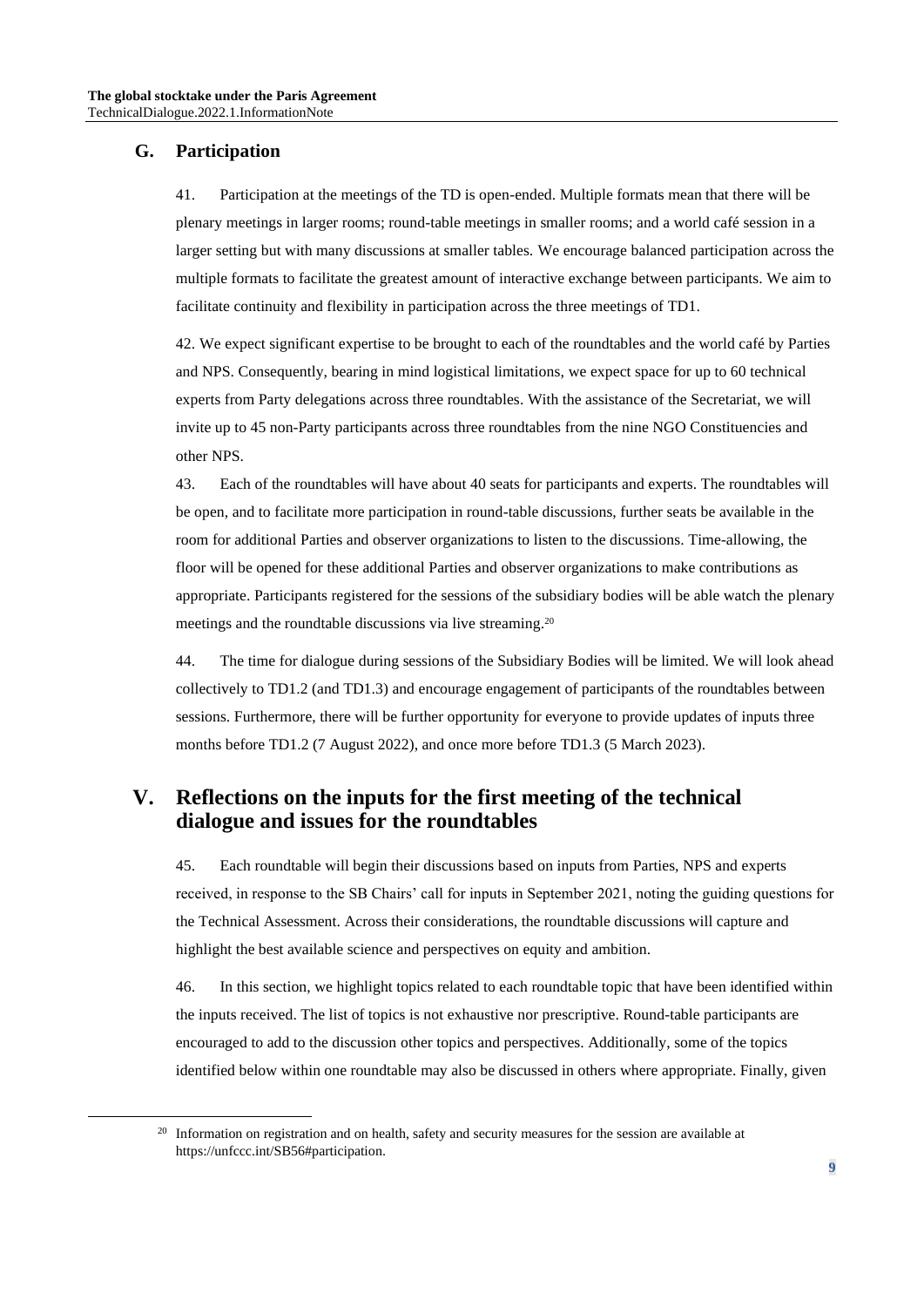### G. Participation

41. Participation at the meetings of the TD is open-ended. Multiple formats mean that there will be plenary meetings in larger rooms; round-table meetings in smaller rooms; and a world café session in a larger setting but with many discussions at smaller tables. We encourage balanced participation across the multiple formats to facilitate the greatest amount of interactive exchange between participants. We aim to facilitate continuity and flexibility in participation across the three meetings of TD1.

42. We expect significant expertise to be brought to each of the roundtables and the world café by Parties and NPS. Consequently, bearing in mind logistical limitations, we expect space for up to 60 technical experts from Party delegations across three roundtables. With the assistance of the Secretariat, we will invite up to 45 non-Party participants across three roundtables from the nine NGO Constituencies and other NPS.

43. Each of the roundtables will have about 40 seats for participants and experts. The roundtables will be open, and to facilitate more participation in round-table discussions, further seats be available in the room for additional Parties and observer organizations to listen to the discussions. Time-allowing, the floor will be opened for these additional Parties and observer organizations to make contributions as appropriate. Participants registered for the sessions of the subsidiary bodies will be able watch the plenary meetings and the roundtable discussions via live streaming.[20]

44. The time for dialogue during sessions of the Subsidiary Bodies will be limited. We will look ahead collectively to TD1.2 (and TD1.3) and encourage engagement of participants of the roundtables between sessions. Furthermore, there will be further opportunity for everyone to provide updates of inputs three months before TD1.2 (7 August 2022), and once more before TD1.3 (5 March 2023).

## V. Reflections on the inputs for the first meeting of the technical dialogue and issues for the roundtables

45. Each roundtable will begin their discussions based on inputs from Parties, NPS and experts received, in response to the SB Chairs' call for inputs in September 2021, noting the guiding questions for the Technical Assessment. Across their considerations, the roundtable discussions will capture and highlight the best available science and perspectives on equity and ambition.

46. In this section, we highlight topics related to each roundtable topic that have been identified within the inputs received. The list of topics is not exhaustive nor prescriptive. Round-table participants are encouraged to add to the discussion other topics and perspectives. Additionally, some of the topics identified below within one roundtable may also be discussed in others where appropriate. Finally, given

[20] Information on registration and on health, safety and security measures for the session are available at https://unfccc.int/SB56#participation.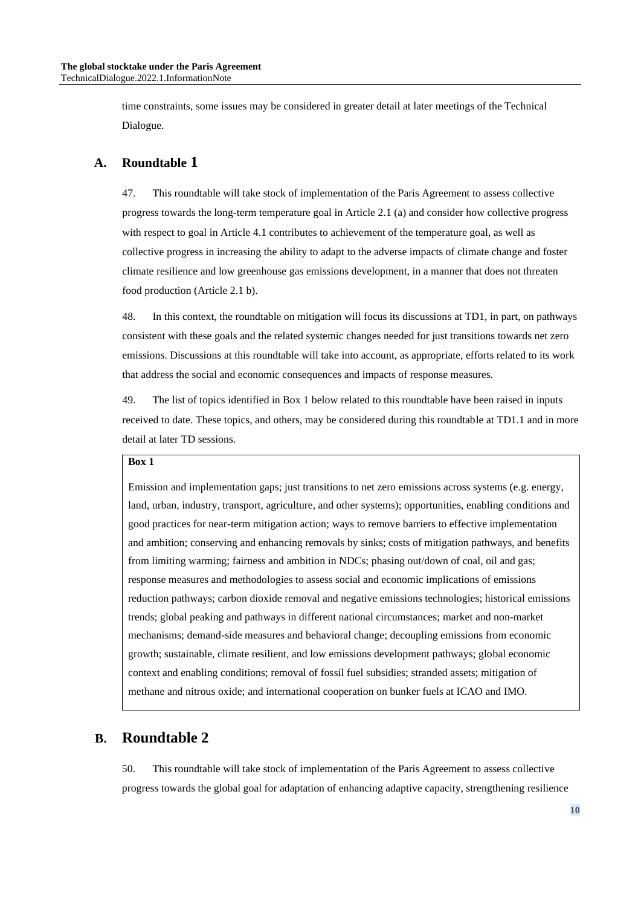time constraints, some issues may be considered in greater detail at later meetings of the Technical Dialogue.

## A. Roundtable 1

47. This roundtable will take stock of implementation of the Paris Agreement to assess collective progress towards the long-term temperature goal in Article 2.1 (a) and consider how collective progress with respect to goal in Article 4.1 contributes to achievement of the temperature goal, as well as collective progress in increasing the ability to adapt to the adverse impacts of climate change and foster climate resilience and low greenhouse gas emissions development, in a manner that does not threaten food production (Article 2.1 b).

48. In this context, the roundtable on mitigation will focus its discussions at TD1, in part, on pathways consistent with these goals and the related systemic changes needed for just transitions towards net zero emissions. Discussions at this roundtable will take into account, as appropriate, efforts related to its work that address the social and economic consequences and impacts of response measures.

49. The list of topics identified in Box 1 below related to this roundtable have been raised in inputs received to date. These topics, and others, may be considered during this roundtable at TD1.1 and in more detail at later TD sessions.

**Box 1**

Emission and implementation gaps; just transitions to net zero emissions across systems (e.g. energy, land, urban, industry, transport, agriculture, and other systems); opportunities, enabling conditions and good practices for near-term mitigation action; ways to remove barriers to effective implementation and ambition; conserving and enhancing removals by sinks; costs of mitigation pathways, and benefits from limiting warming; fairness and ambition in NDCs; phasing out/down of coal, oil and gas; response measures and methodologies to assess social and economic implications of emissions reduction pathways; carbon dioxide removal and negative emissions technologies; historical emissions trends; global peaking and pathways in different national circumstances; market and non-market mechanisms; demand-side measures and behavioral change; decoupling emissions from economic growth; sustainable, climate resilient, and low emissions development pathways; global economic context and enabling conditions; removal of fossil fuel subsidies; stranded assets; mitigation of methane and nitrous oxide; and international cooperation on bunker fuels at ICAO and IMO.

## B. Roundtable 2

50. This roundtable will take stock of implementation of the Paris Agreement to assess collective progress towards the global goal for adaptation of enhancing adaptive capacity, strengthening resilience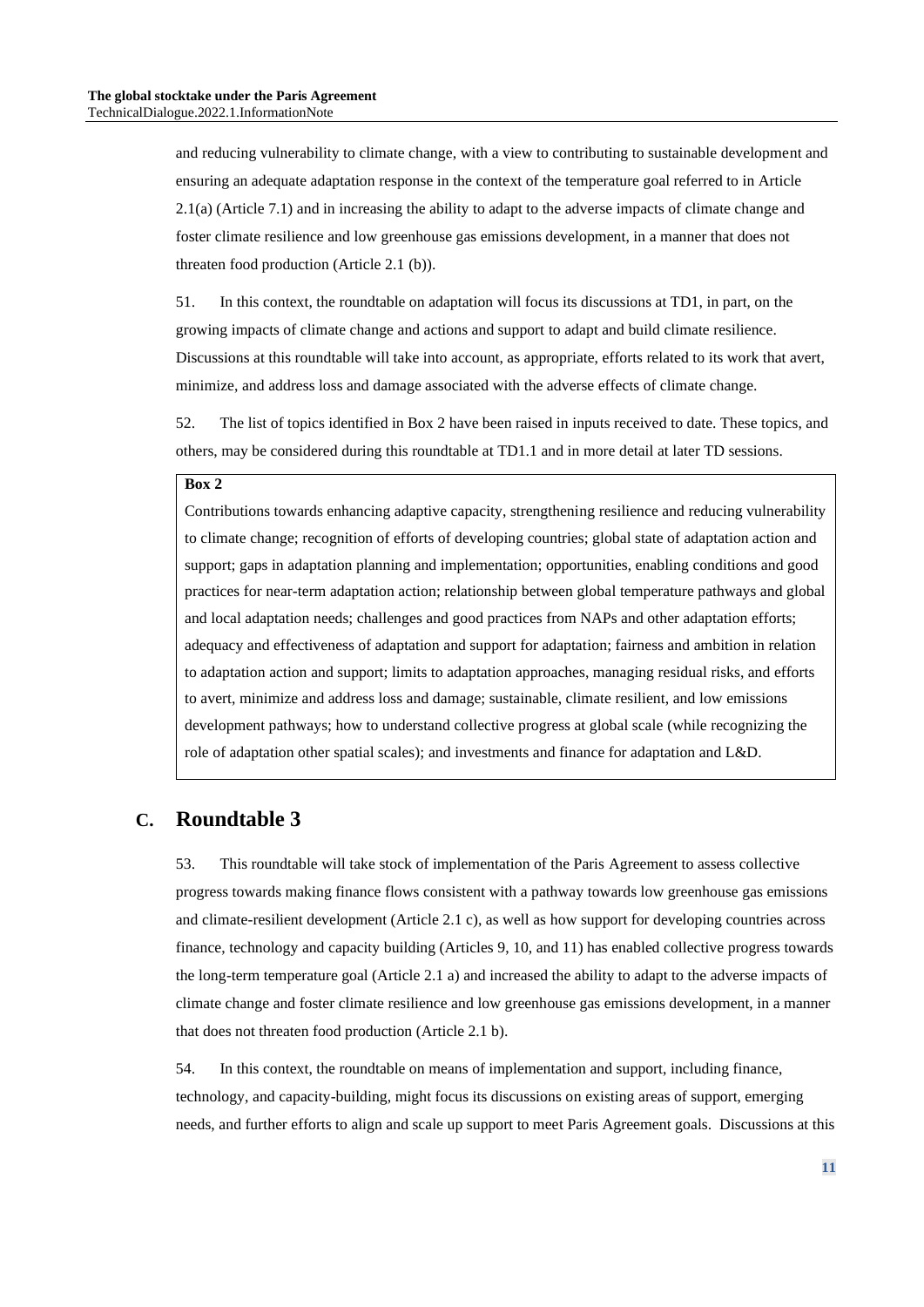and reducing vulnerability to climate change, with a view to contributing to sustainable development and ensuring an adequate adaptation response in the context of the temperature goal referred to in Article 2.1(a) (Article 7.1) and in increasing the ability to adapt to the adverse impacts of climate change and foster climate resilience and low greenhouse gas emissions development, in a manner that does not threaten food production (Article 2.1 (b)).

51. In this context, the roundtable on adaptation will focus its discussions at TD1, in part, on the growing impacts of climate change and actions and support to adapt and build climate resilience. Discussions at this roundtable will take into account, as appropriate, efforts related to its work that avert, minimize, and address loss and damage associated with the adverse effects of climate change.

52. The list of topics identified in Box 2 have been raised in inputs received to date. These topics, and others, may be considered during this roundtable at TD1.1 and in more detail at later TD sessions.

**Box 2**

Contributions towards enhancing adaptive capacity, strengthening resilience and reducing vulnerability to climate change; recognition of efforts of developing countries; global state of adaptation action and support; gaps in adaptation planning and implementation; opportunities, enabling conditions and good practices for near-term adaptation action; relationship between global temperature pathways and global and local adaptation needs; challenges and good practices from NAPs and other adaptation efforts; adequacy and effectiveness of adaptation and support for adaptation; fairness and ambition in relation to adaptation action and support; limits to adaptation approaches, managing residual risks, and efforts to avert, minimize and address loss and damage; sustainable, climate resilient, and low emissions development pathways; how to understand collective progress at global scale (while recognizing the role of adaptation other spatial scales); and investments and finance for adaptation and L&D.

## C. Roundtable 3

53. This roundtable will take stock of implementation of the Paris Agreement to assess collective progress towards making finance flows consistent with a pathway towards low greenhouse gas emissions and climate-resilient development (Article 2.1 c), as well as how support for developing countries across finance, technology and capacity building (Articles 9, 10, and 11) has enabled collective progress towards the long-term temperature goal (Article 2.1 a) and increased the ability to adapt to the adverse impacts of climate change and foster climate resilience and low greenhouse gas emissions development, in a manner that does not threaten food production (Article 2.1 b).

54. In this context, the roundtable on means of implementation and support, including finance, technology, and capacity-building, might focus its discussions on existing areas of support, emerging needs, and further efforts to align and scale up support to meet Paris Agreement goals. Discussions at this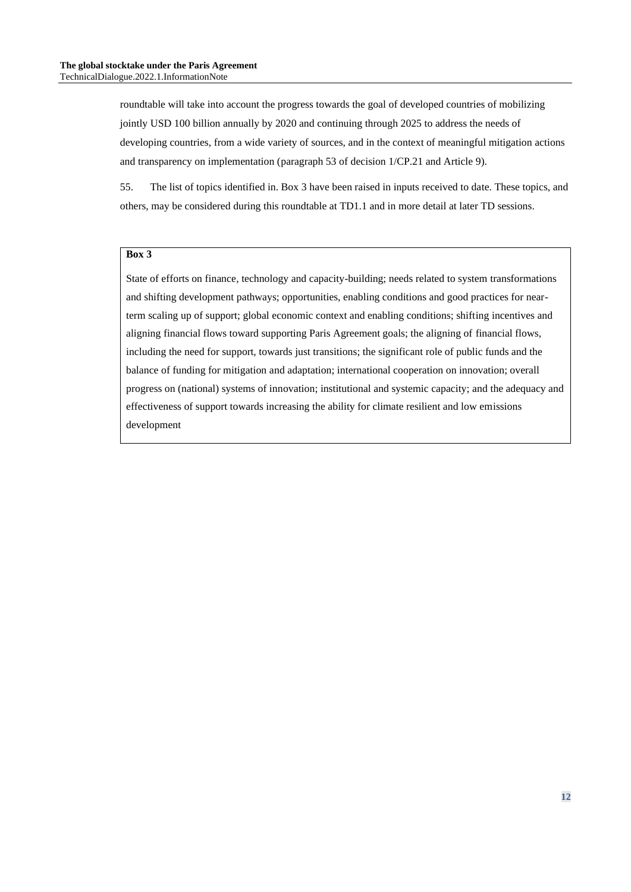roundtable will take into account the progress towards the goal of developed countries of mobilizing jointly USD 100 billion annually by 2020 and continuing through 2025 to address the needs of developing countries, from a wide variety of sources, and in the context of meaningful mitigation actions and transparency on implementation (paragraph 53 of decision 1/CP.21 and Article 9).

55. The list of topics identified in. Box 3 have been raised in inputs received to date. These topics, and others, may be considered during this roundtable at TD1.1 and in more detail at later TD sessions.

**Box 3**

State of efforts on finance, technology and capacity-building; needs related to system transformations and shifting development pathways; opportunities, enabling conditions and good practices for near-term scaling up of support; global economic context and enabling conditions; shifting incentives and aligning financial flows toward supporting Paris Agreement goals; the aligning of financial flows, including the need for support, towards just transitions; the significant role of public funds and the balance of funding for mitigation and adaptation; international cooperation on innovation; overall progress on (national) systems of innovation; institutional and systemic capacity; and the adequacy and effectiveness of support towards increasing the ability for climate resilient and low emissions development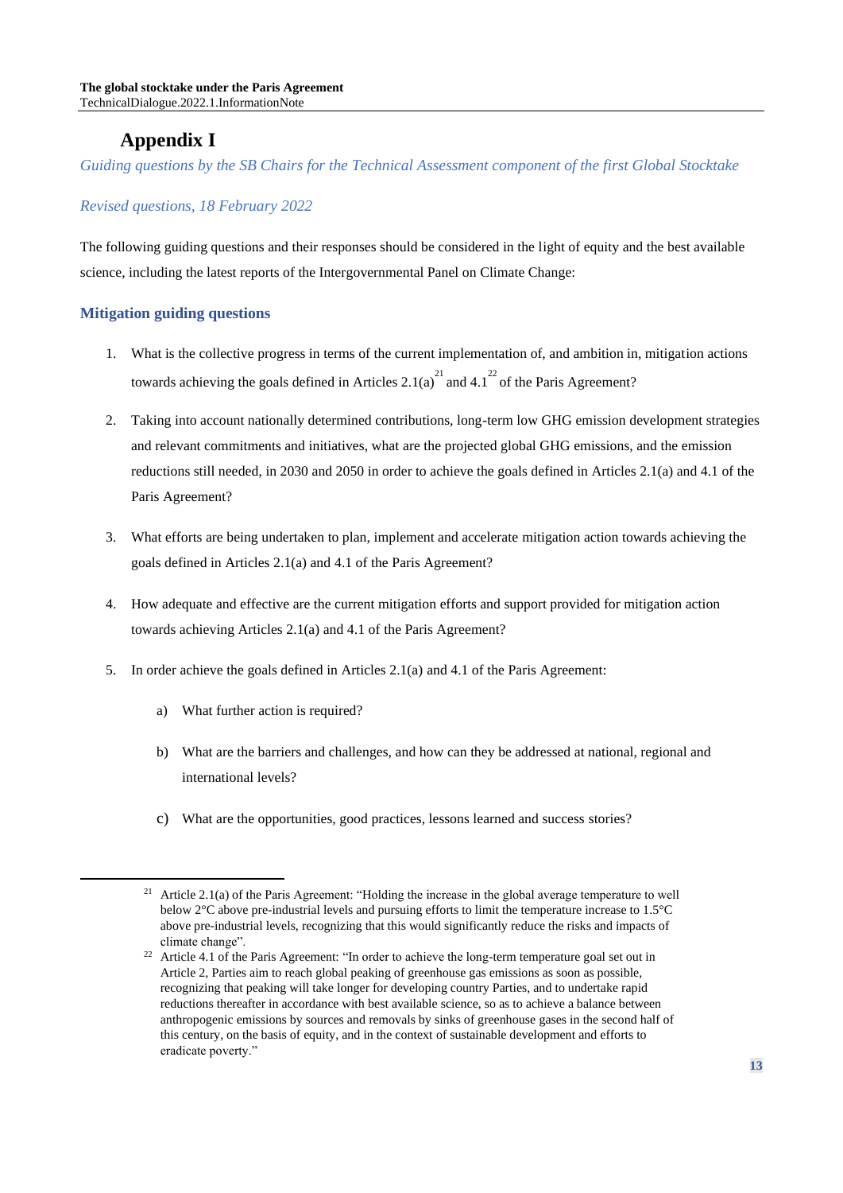# Appendix I

*Guiding questions by the SB Chairs for the Technical Assessment component of the first Global Stocktake*

*Revised questions, 18 February 2022*

The following guiding questions and their responses should be considered in the light of equity and the best available science, including the latest reports of the Intergovernmental Panel on Climate Change:

## Mitigation guiding questions

1. What is the collective progress in terms of the current implementation of, and ambition in, mitigation actions towards achieving the goals defined in Articles 2.1(a)[21] and 4.1[22] of the Paris Agreement?

2. Taking into account nationally determined contributions, long-term low GHG emission development strategies and relevant commitments and initiatives, what are the projected global GHG emissions, and the emission reductions still needed, in 2030 and 2050 in order to achieve the goals defined in Articles 2.1(a) and 4.1 of the Paris Agreement?

3. What efforts are being undertaken to plan, implement and accelerate mitigation action towards achieving the goals defined in Articles 2.1(a) and 4.1 of the Paris Agreement?

4. How adequate and effective are the current mitigation efforts and support provided for mitigation action towards achieving Articles 2.1(a) and 4.1 of the Paris Agreement?

5. In order achieve the goals defined in Articles 2.1(a) and 4.1 of the Paris Agreement:

    a) What further action is required?

    b) What are the barriers and challenges, and how can they be addressed at national, regional and international levels?

    c) What are the opportunities, good practices, lessons learned and success stories?

---

[21] Article 2.1(a) of the Paris Agreement: "Holding the increase in the global average temperature to well below 2°C above pre-industrial levels and pursuing efforts to limit the temperature increase to 1.5°C above pre-industrial levels, recognizing that this would significantly reduce the risks and impacts of climate change".

[22] Article 4.1 of the Paris Agreement: "In order to achieve the long-term temperature goal set out in Article 2, Parties aim to reach global peaking of greenhouse gas emissions as soon as possible, recognizing that peaking will take longer for developing country Parties, and to undertake rapid reductions thereafter in accordance with best available science, so as to achieve a balance between anthropogenic emissions by sources and removals by sinks of greenhouse gases in the second half of this century, on the basis of equity, and in the context of sustainable development and efforts to eradicate poverty."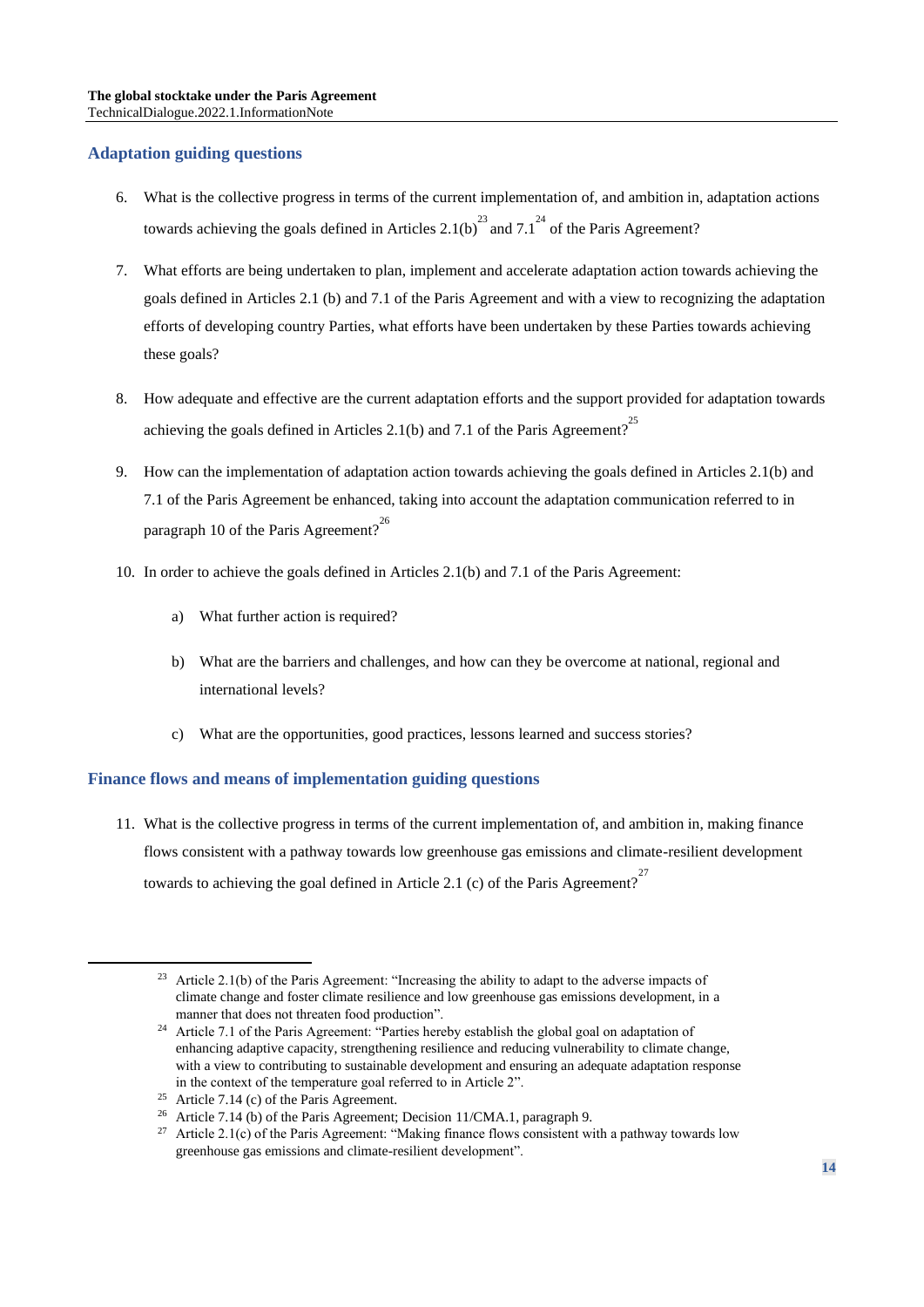## Adaptation guiding questions

6. What is the collective progress in terms of the current implementation of, and ambition in, adaptation actions towards achieving the goals defined in Articles 2.1(b)[23] and 7.1[24] of the Paris Agreement?

7. What efforts are being undertaken to plan, implement and accelerate adaptation action towards achieving the goals defined in Articles 2.1 (b) and 7.1 of the Paris Agreement and with a view to recognizing the adaptation efforts of developing country Parties, what efforts have been undertaken by these Parties towards achieving these goals?

8. How adequate and effective are the current adaptation efforts and the support provided for adaptation towards achieving the goals defined in Articles 2.1(b) and 7.1 of the Paris Agreement?[25]

9. How can the implementation of adaptation action towards achieving the goals defined in Articles 2.1(b) and 7.1 of the Paris Agreement be enhanced, taking into account the adaptation communication referred to in paragraph 10 of the Paris Agreement?[26]

10. In order to achieve the goals defined in Articles 2.1(b) and 7.1 of the Paris Agreement:

    a) What further action is required?

    b) What are the barriers and challenges, and how can they be overcome at national, regional and international levels?

    c) What are the opportunities, good practices, lessons learned and success stories?

## Finance flows and means of implementation guiding questions

11. What is the collective progress in terms of the current implementation of, and ambition in, making finance flows consistent with a pathway towards low greenhouse gas emissions and climate-resilient development towards to achieving the goal defined in Article 2.1 (c) of the Paris Agreement?[27]

---

[23] Article 2.1(b) of the Paris Agreement: "Increasing the ability to adapt to the adverse impacts of climate change and foster climate resilience and low greenhouse gas emissions development, in a manner that does not threaten food production".

[24] Article 7.1 of the Paris Agreement: "Parties hereby establish the global goal on adaptation of enhancing adaptive capacity, strengthening resilience and reducing vulnerability to climate change, with a view to contributing to sustainable development and ensuring an adequate adaptation response in the context of the temperature goal referred to in Article 2".

[25] Article 7.14 (c) of the Paris Agreement.

[26] Article 7.14 (b) of the Paris Agreement; Decision 11/CMA.1, paragraph 9.

[27] Article 2.1(c) of the Paris Agreement: "Making finance flows consistent with a pathway towards low greenhouse gas emissions and climate-resilient development".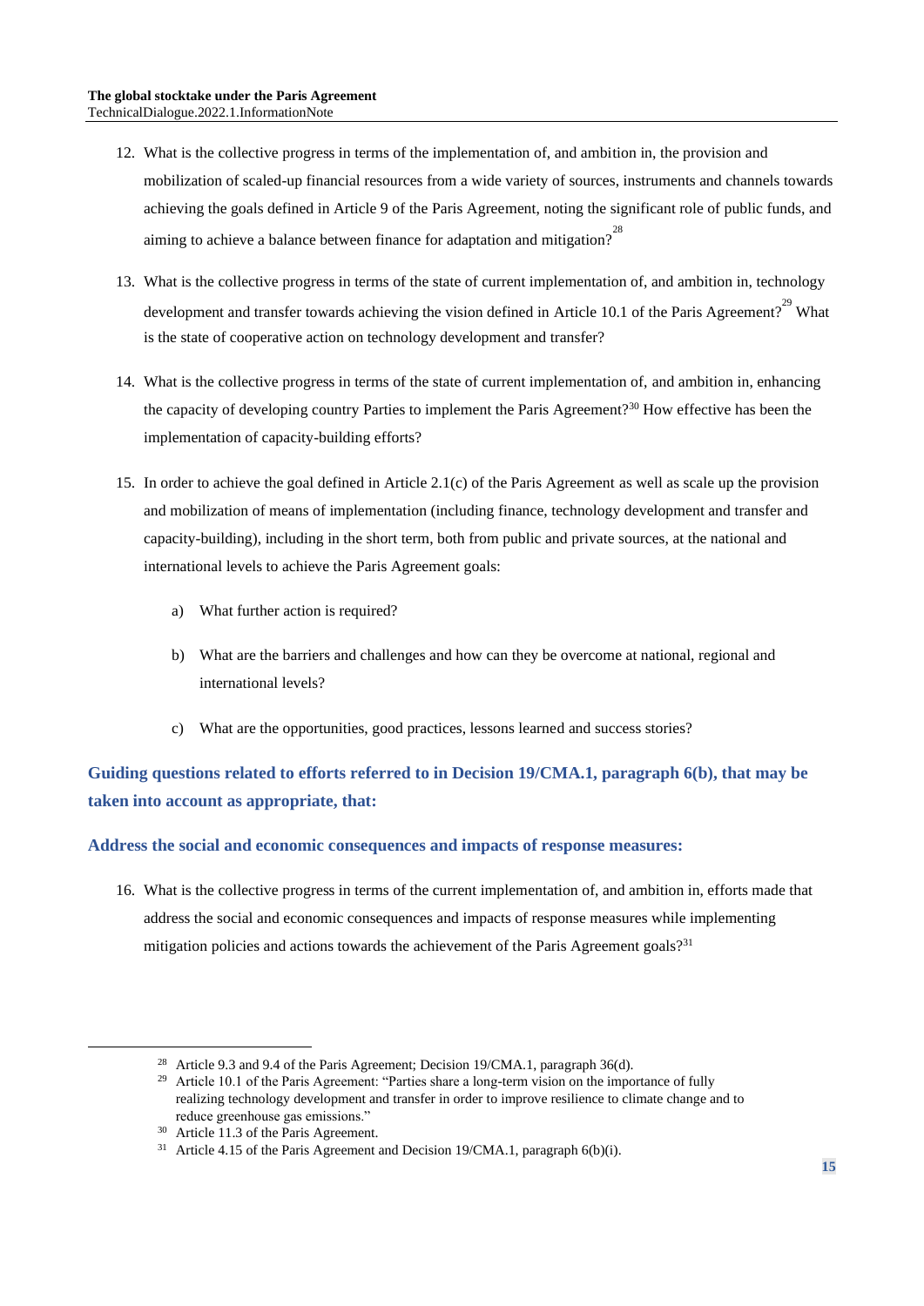12. What is the collective progress in terms of the implementation of, and ambition in, the provision and mobilization of scaled-up financial resources from a wide variety of sources, instruments and channels towards achieving the goals defined in Article 9 of the Paris Agreement, noting the significant role of public funds, and aiming to achieve a balance between finance for adaptation and mitigation?[28]

13. What is the collective progress in terms of the state of current implementation of, and ambition in, technology development and transfer towards achieving the vision defined in Article 10.1 of the Paris Agreement?[29] What is the state of cooperative action on technology development and transfer?

14. What is the collective progress in terms of the state of current implementation of, and ambition in, enhancing the capacity of developing country Parties to implement the Paris Agreement?[30] How effective has been the implementation of capacity-building efforts?

15. In order to achieve the goal defined in Article 2.1(c) of the Paris Agreement as well as scale up the provision and mobilization of means of implementation (including finance, technology development and transfer and capacity-building), including in the short term, both from public and private sources, at the national and international levels to achieve the Paris Agreement goals:

    a) What further action is required?

    b) What are the barriers and challenges and how can they be overcome at national, regional and international levels?

    c) What are the opportunities, good practices, lessons learned and success stories?

### Guiding questions related to efforts referred to in Decision 19/CMA.1, paragraph 6(b), that may be taken into account as appropriate, that:

### Address the social and economic consequences and impacts of response measures:

16. What is the collective progress in terms of the current implementation of, and ambition in, efforts made that address the social and economic consequences and impacts of response measures while implementing mitigation policies and actions towards the achievement of the Paris Agreement goals?[31]

---

[28] Article 9.3 and 9.4 of the Paris Agreement; Decision 19/CMA.1, paragraph 36(d).

[29] Article 10.1 of the Paris Agreement: "Parties share a long-term vision on the importance of fully realizing technology development and transfer in order to improve resilience to climate change and to reduce greenhouse gas emissions."

[30] Article 11.3 of the Paris Agreement.

[31] Article 4.15 of the Paris Agreement and Decision 19/CMA.1, paragraph 6(b)(i).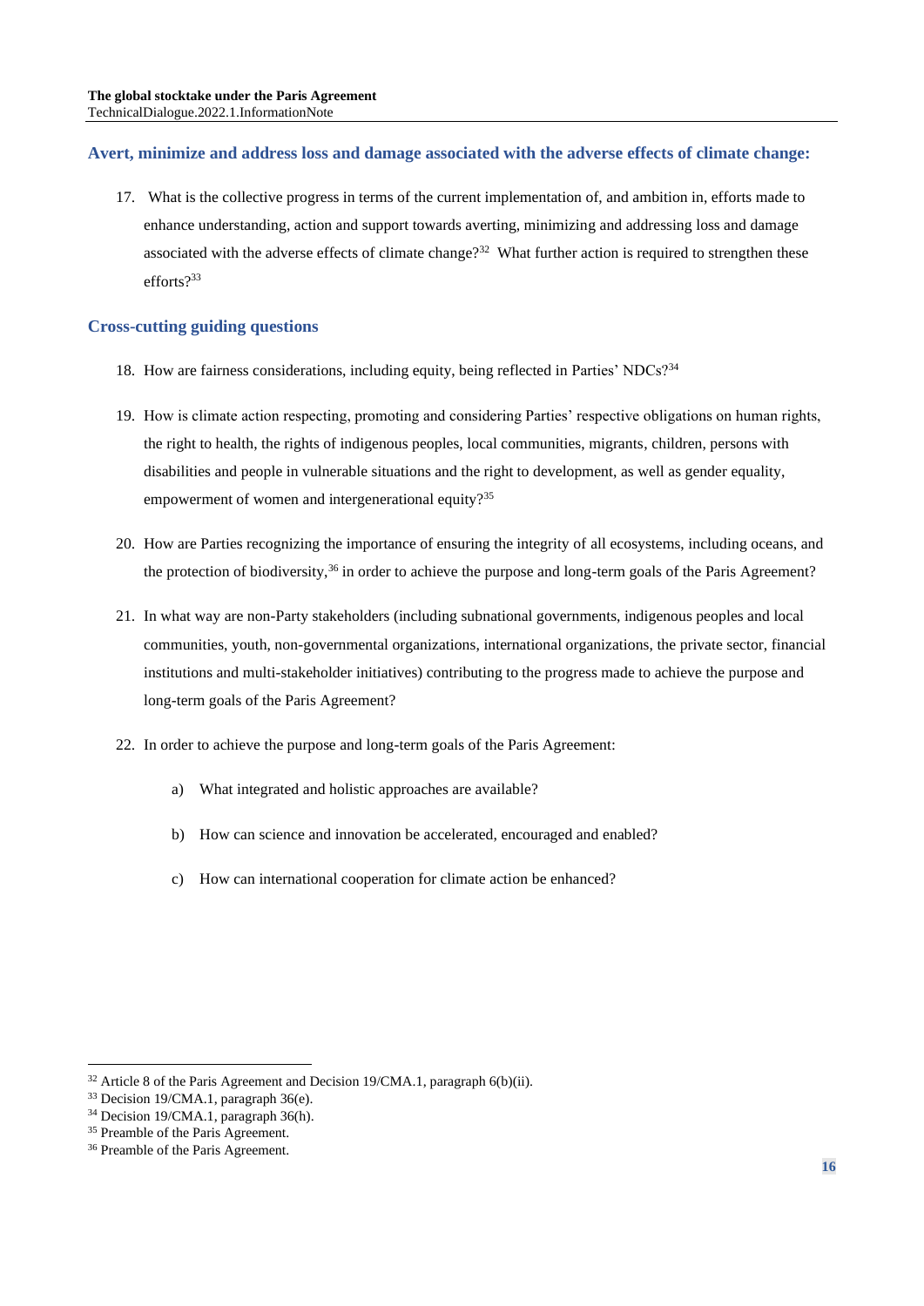### Avert, minimize and address loss and damage associated with the adverse effects of climate change:

17. What is the collective progress in terms of the current implementation of, and ambition in, efforts made to enhance understanding, action and support towards averting, minimizing and addressing loss and damage associated with the adverse effects of climate change?[32] What further action is required to strengthen these efforts?[33]

### Cross-cutting guiding questions

18. How are fairness considerations, including equity, being reflected in Parties' NDCs?[34]

19. How is climate action respecting, promoting and considering Parties' respective obligations on human rights, the right to health, the rights of indigenous peoples, local communities, migrants, children, persons with disabilities and people in vulnerable situations and the right to development, as well as gender equality, empowerment of women and intergenerational equity?[35]

20. How are Parties recognizing the importance of ensuring the integrity of all ecosystems, including oceans, and the protection of biodiversity,[36] in order to achieve the purpose and long-term goals of the Paris Agreement?

21. In what way are non-Party stakeholders (including subnational governments, indigenous peoples and local communities, youth, non-governmental organizations, international organizations, the private sector, financial institutions and multi-stakeholder initiatives) contributing to the progress made to achieve the purpose and long-term goals of the Paris Agreement?

22. In order to achieve the purpose and long-term goals of the Paris Agreement:

    a) What integrated and holistic approaches are available?

    b) How can science and innovation be accelerated, encouraged and enabled?

    c) How can international cooperation for climate action be enhanced?

---

[32] Article 8 of the Paris Agreement and Decision 19/CMA.1, paragraph 6(b)(ii).
[33] Decision 19/CMA.1, paragraph 36(e).
[34] Decision 19/CMA.1, paragraph 36(h).
[35] Preamble of the Paris Agreement.
[36] Preamble of the Paris Agreement.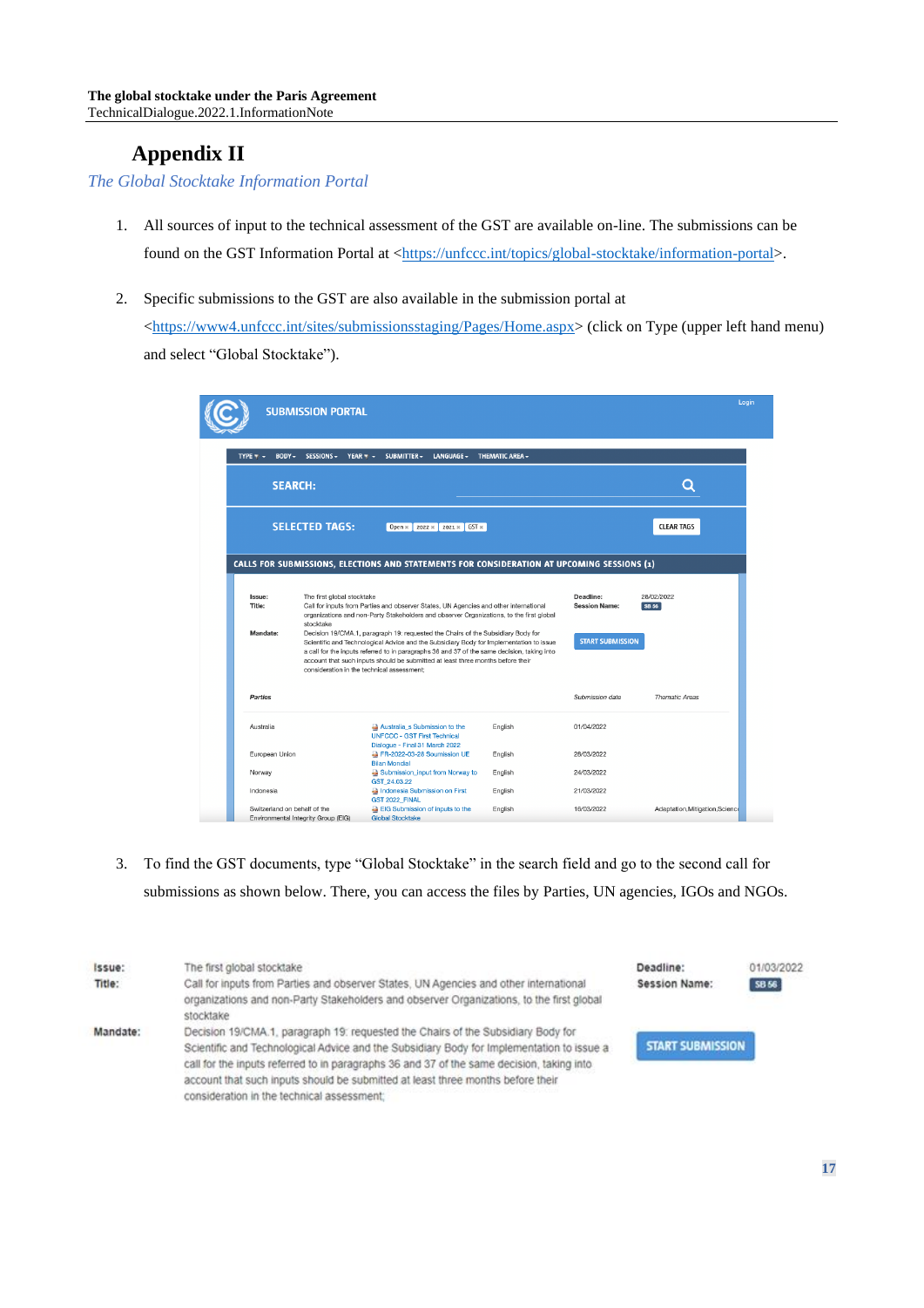# Appendix II

*The Global Stocktake Information Portal*

1. All sources of input to the technical assessment of the GST are available on-line. The submissions can be found on the GST Information Portal at <https://unfccc.int/topics/global-stocktake/information-portal>.

2. Specific submissions to the GST are also available in the submission portal at <https://www4.unfccc.int/sites/submissionsstaging/Pages/Home.aspx> (click on Type (upper left hand menu) and select "Global Stocktake").

3. To find the GST documents, type "Global Stocktake" in the search field and go to the second call for submissions as shown below. There, you can access the files by Parties, UN agencies, IGOs and NGOs.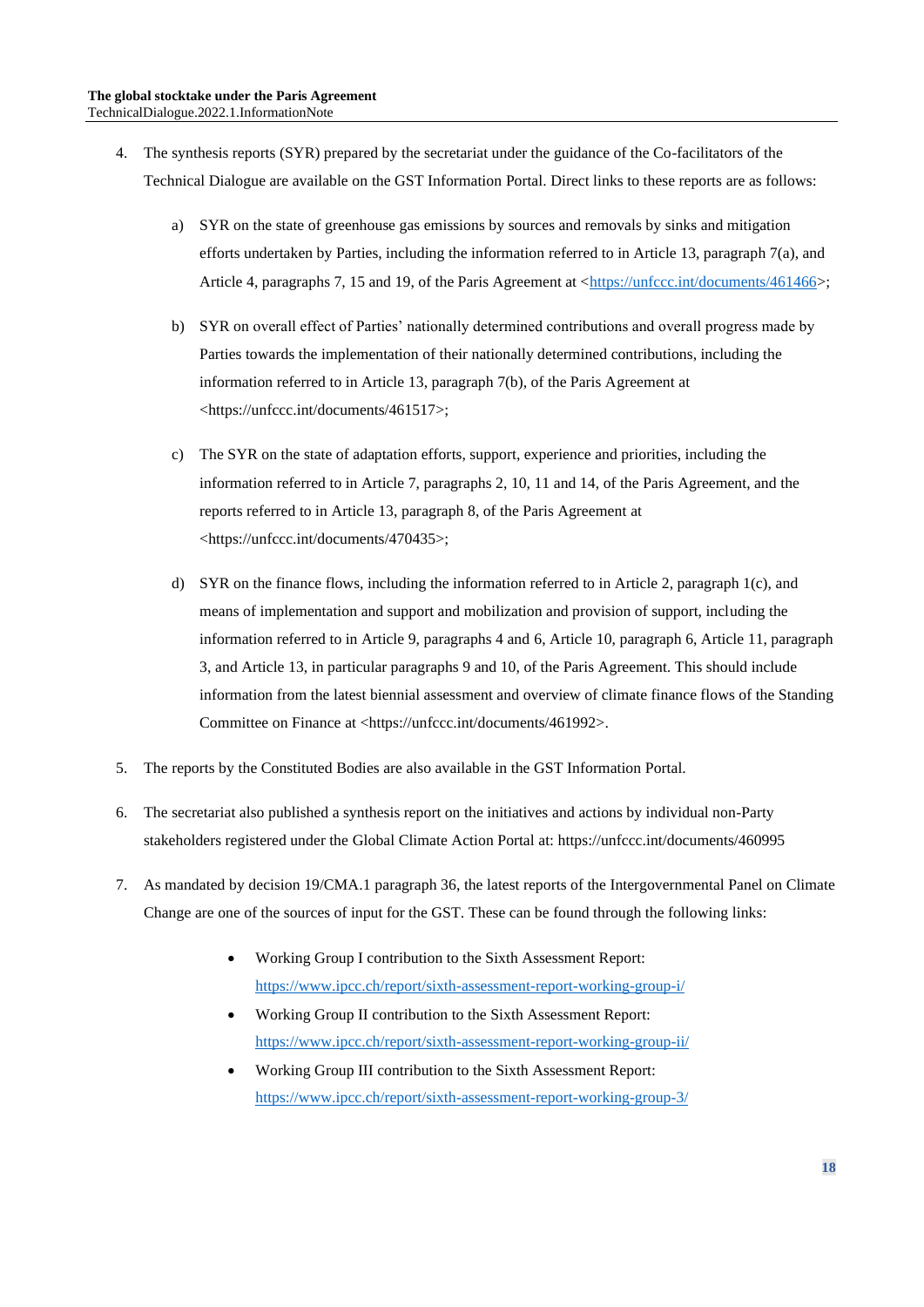4. The synthesis reports (SYR) prepared by the secretariat under the guidance of the Co-facilitators of the Technical Dialogue are available on the GST Information Portal. Direct links to these reports are as follows:

   a) SYR on the state of greenhouse gas emissions by sources and removals by sinks and mitigation efforts undertaken by Parties, including the information referred to in Article 13, paragraph 7(a), and Article 4, paragraphs 7, 15 and 19, of the Paris Agreement at <https://unfccc.int/documents/461466>;

   b) SYR on overall effect of Parties' nationally determined contributions and overall progress made by Parties towards the implementation of their nationally determined contributions, including the information referred to in Article 13, paragraph 7(b), of the Paris Agreement at <https://unfccc.int/documents/461517>;

   c) The SYR on the state of adaptation efforts, support, experience and priorities, including the information referred to in Article 7, paragraphs 2, 10, 11 and 14, of the Paris Agreement, and the reports referred to in Article 13, paragraph 8, of the Paris Agreement at <https://unfccc.int/documents/470435>;

   d) SYR on the finance flows, including the information referred to in Article 2, paragraph 1(c), and means of implementation and support and mobilization and provision of support, including the information referred to in Article 9, paragraphs 4 and 6, Article 10, paragraph 6, Article 11, paragraph 3, and Article 13, in particular paragraphs 9 and 10, of the Paris Agreement. This should include information from the latest biennial assessment and overview of climate finance flows of the Standing Committee on Finance at <https://unfccc.int/documents/461992>.

5. The reports by the Constituted Bodies are also available in the GST Information Portal.

6. The secretariat also published a synthesis report on the initiatives and actions by individual non-Party stakeholders registered under the Global Climate Action Portal at: https://unfccc.int/documents/460995

7. As mandated by decision 19/CMA.1 paragraph 36, the latest reports of the Intergovernmental Panel on Climate Change are one of the sources of input for the GST. These can be found through the following links:

   - Working Group I contribution to the Sixth Assessment Report: https://www.ipcc.ch/report/sixth-assessment-report-working-group-i/
   - Working Group II contribution to the Sixth Assessment Report: https://www.ipcc.ch/report/sixth-assessment-report-working-group-ii/
   - Working Group III contribution to the Sixth Assessment Report: https://www.ipcc.ch/report/sixth-assessment-report-working-group-3/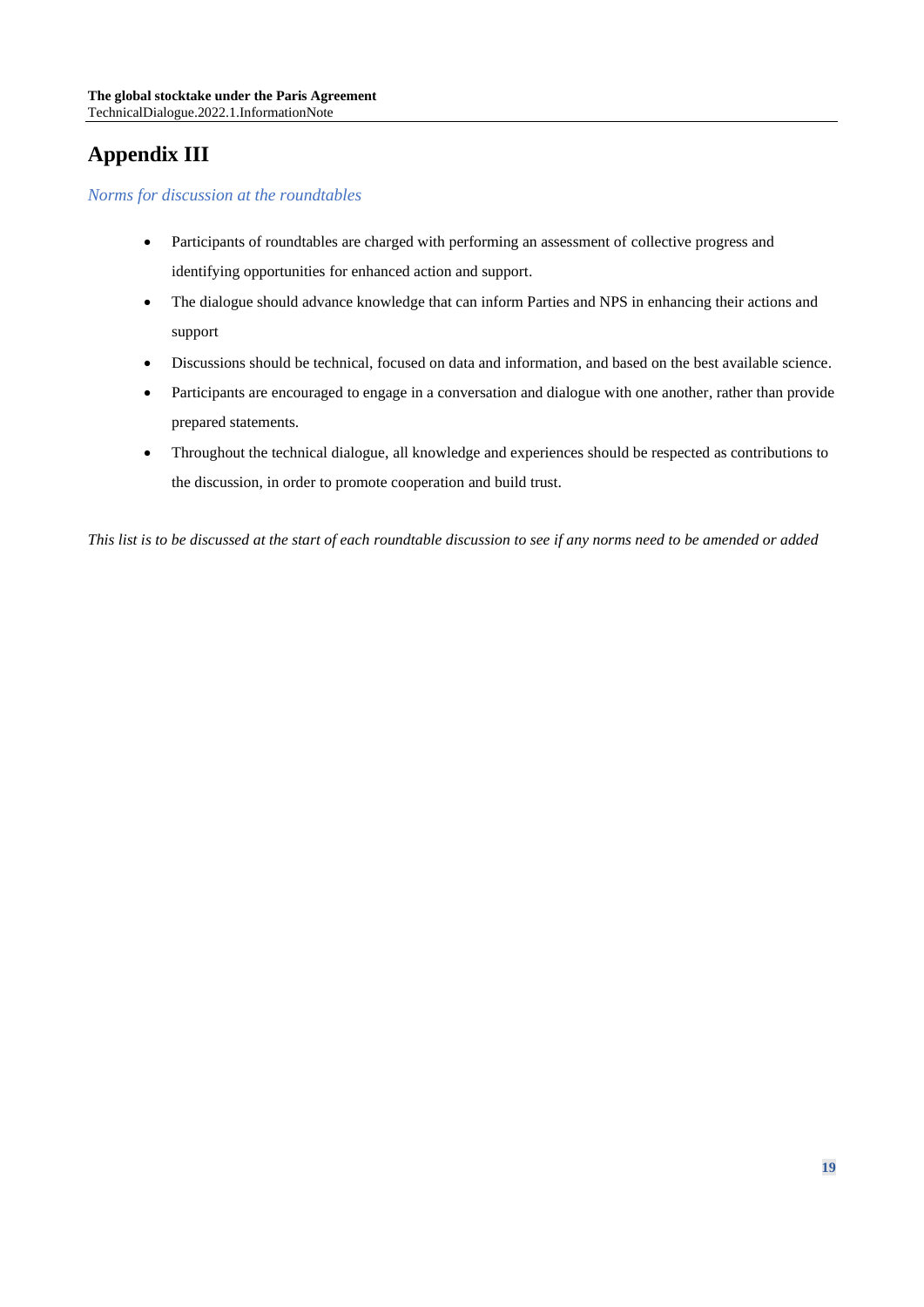# Appendix III

*Norms for discussion at the roundtables*

- Participants of roundtables are charged with performing an assessment of collective progress and identifying opportunities for enhanced action and support.
- The dialogue should advance knowledge that can inform Parties and NPS in enhancing their actions and support
- Discussions should be technical, focused on data and information, and based on the best available science.
- Participants are encouraged to engage in a conversation and dialogue with one another, rather than provide prepared statements.
- Throughout the technical dialogue, all knowledge and experiences should be respected as contributions to the discussion, in order to promote cooperation and build trust.

*This list is to be discussed at the start of each roundtable discussion to see if any norms need to be amended or added*